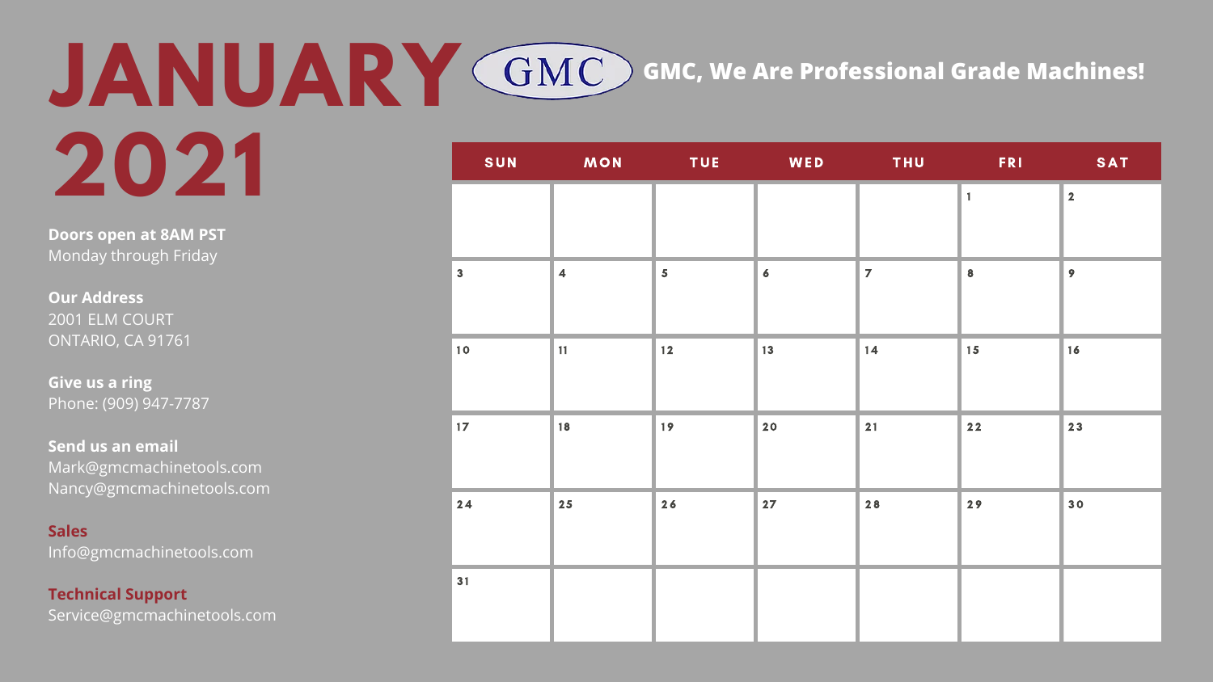# JANUARY 2021

GMC

**GMC, We Are Professional Grade Machines!**

**Doors open at 8AM PST**
Monday through Friday

**Our Address**
2001 ELM COURT
ONTARIO, CA 91761

**Give us a ring**
Phone: (909) 947-7787

**Send us an email**
Mark@gmcmachinetools.com
Nancy@gmcmachinetools.com

**Sales**
Info@gmcmachinetools.com

**Technical Support**
Service@gmcmachinetools.com

| SUN | MON | TUE | WED | THU | FRI | SAT |
|---|---|---|---|---|---|---|
| | | | | | 1 | 2 |
| 3 | 4 | 5 | 6 | 7 | 8 | 9 |
| 10 | 11 | 12 | 13 | 14 | 15 | 16 |
| 17 | 18 | 19 | 20 | 21 | 22 | 23 |
| 24 | 25 | 26 | 27 | 28 | 29 | 30 |
| 31 | | | | | | |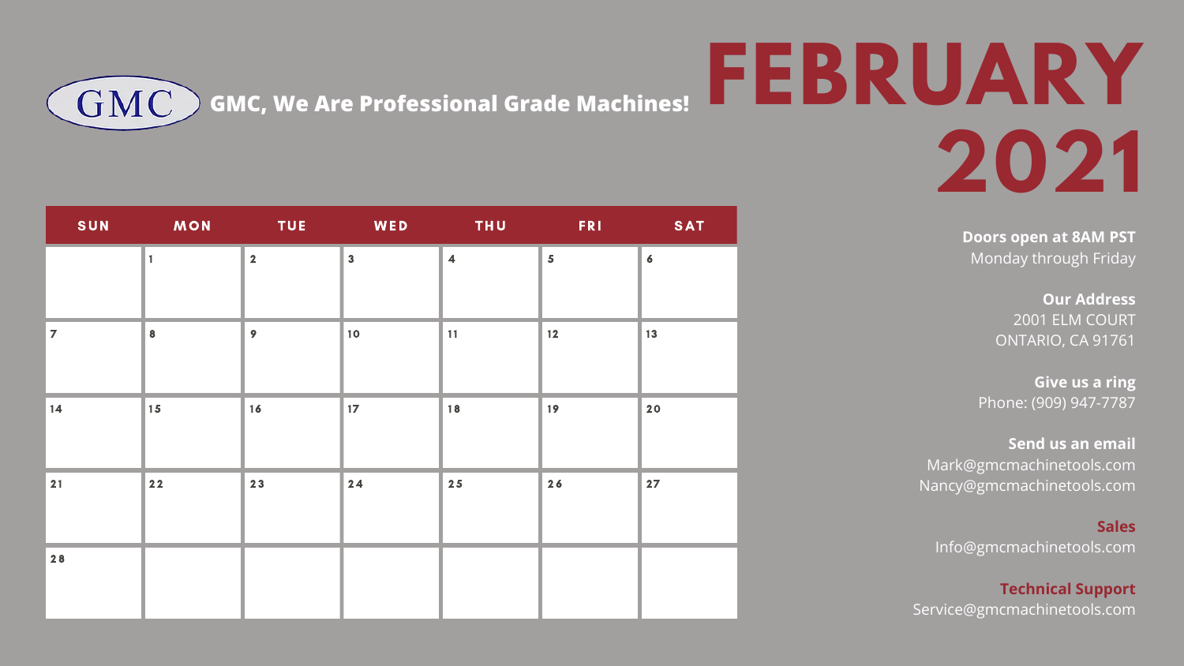GMC **GMC, We Are Professional Grade Machines!**

# FEBRUARY 2021

| SUN | MON | TUE | WED | THU | FRI | SAT |
|---|---|---|---|---|---|---|
| | 1 | 2 | 3 | 4 | 5 | 6 |
| 7 | 8 | 9 | 10 | 11 | 12 | 13 |
| 14 | 15 | 16 | 17 | 18 | 19 | 20 |
| 21 | 22 | 23 | 24 | 25 | 26 | 27 |
| 28 | | | | | | |

**Doors open at 8AM PST**
Monday through Friday

**Our Address**
2001 ELM COURT
ONTARIO, CA 91761

**Give us a ring**
Phone: (909) 947-7787

**Send us an email**
Mark@gmcmachinetools.com
Nancy@gmcmachinetools.com

**Sales**
Info@gmcmachinetools.com

**Technical Support**
Service@gmcmachinetools.com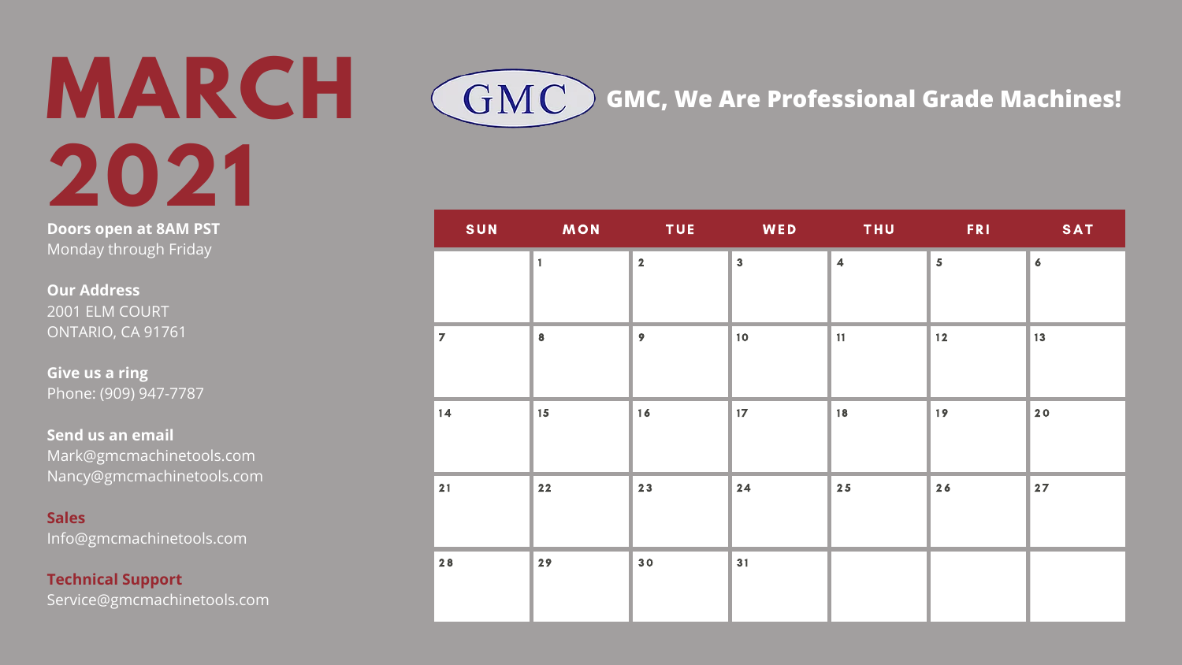# MARCH 2021

**Doors open at 8AM PST**
Monday through Friday

**Our Address**
2001 ELM COURT
ONTARIO, CA 91761

**Give us a ring**
Phone: (909) 947-7787

**Send us an email**
Mark@gmcmachinetools.com
Nancy@gmcmachinetools.com

**Sales**
Info@gmcmachinetools.com

**Technical Support**
Service@gmcmachinetools.com

GMC

**GMC, We Are Professional Grade Machines!**

| SUN | MON | TUE | WED | THU | FRI | SAT |
|---|---|---|---|---|---|---|
| | 1 | 2 | 3 | 4 | 5 | 6 |
| 7 | 8 | 9 | 10 | 11 | 12 | 13 |
| 14 | 15 | 16 | 17 | 18 | 19 | 20 |
| 21 | 22 | 23 | 24 | 25 | 26 | 27 |
| 28 | 29 | 30 | 31 | | | |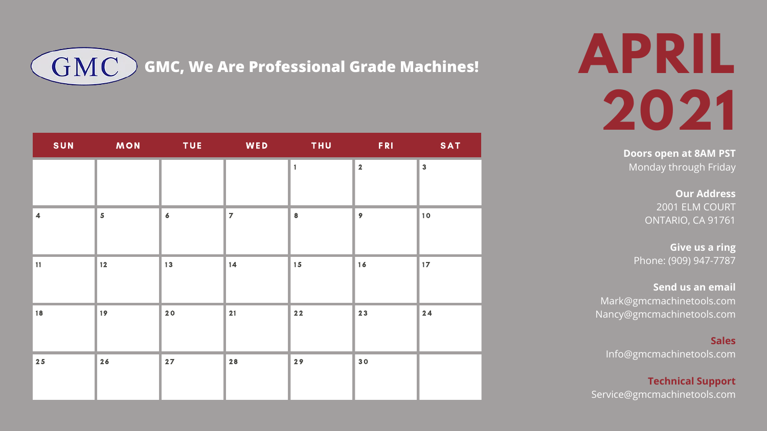GMC

**GMC, We Are Professional Grade Machines!**

# APRIL 2021

| SUN | MON | TUE | WED | THU | FRI | SAT |
|---|---|---|---|---|---|---|
| | | | | 1 | 2 | 3 |
| 4 | 5 | 6 | 7 | 8 | 9 | 10 |
| 11 | 12 | 13 | 14 | 15 | 16 | 17 |
| 18 | 19 | 20 | 21 | 22 | 23 | 24 |
| 25 | 26 | 27 | 28 | 29 | 30 | |

**Doors open at 8AM PST**
Monday through Friday

**Our Address**
2001 ELM COURT
ONTARIO, CA 91761

**Give us a ring**
Phone: (909) 947-7787

**Send us an email**
Mark@gmcmachinetools.com
Nancy@gmcmachinetools.com

**Sales**
Info@gmcmachinetools.com

**Technical Support**
Service@gmcmachinetools.com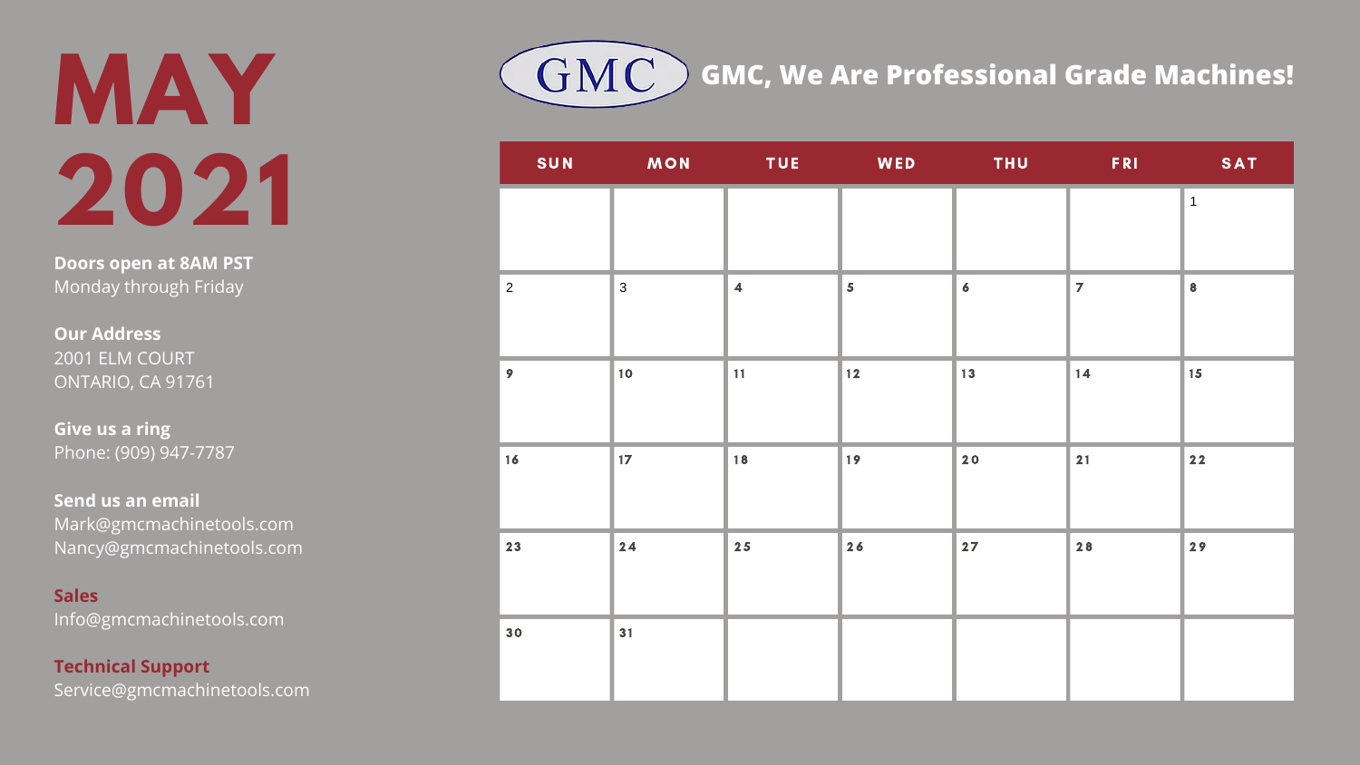# MAY 2021

**Doors open at 8AM PST**
Monday through Friday

**Our Address**
2001 ELM COURT
ONTARIO, CA 91761

**Give us a ring**
Phone: (909) 947-7787

**Send us an email**
Mark@gmcmachinetools.com
Nancy@gmcmachinetools.com

**Sales**
Info@gmcmachinetools.com

**Technical Support**
Service@gmcmachinetools.com

GMC

## GMC, We Are Professional Grade Machines!

| SUN | MON | TUE | WED | THU | FRI | SAT |
|---|---|---|---|---|---|---|
| | | | | | | 1 |
| 2 | 3 | 4 | 5 | 6 | 7 | 8 |
| 9 | 10 | 11 | 12 | 13 | 14 | 15 |
| 16 | 17 | 18 | 19 | 20 | 21 | 22 |
| 23 | 24 | 25 | 26 | 27 | 28 | 29 |
| 30 | 31 | | | | | |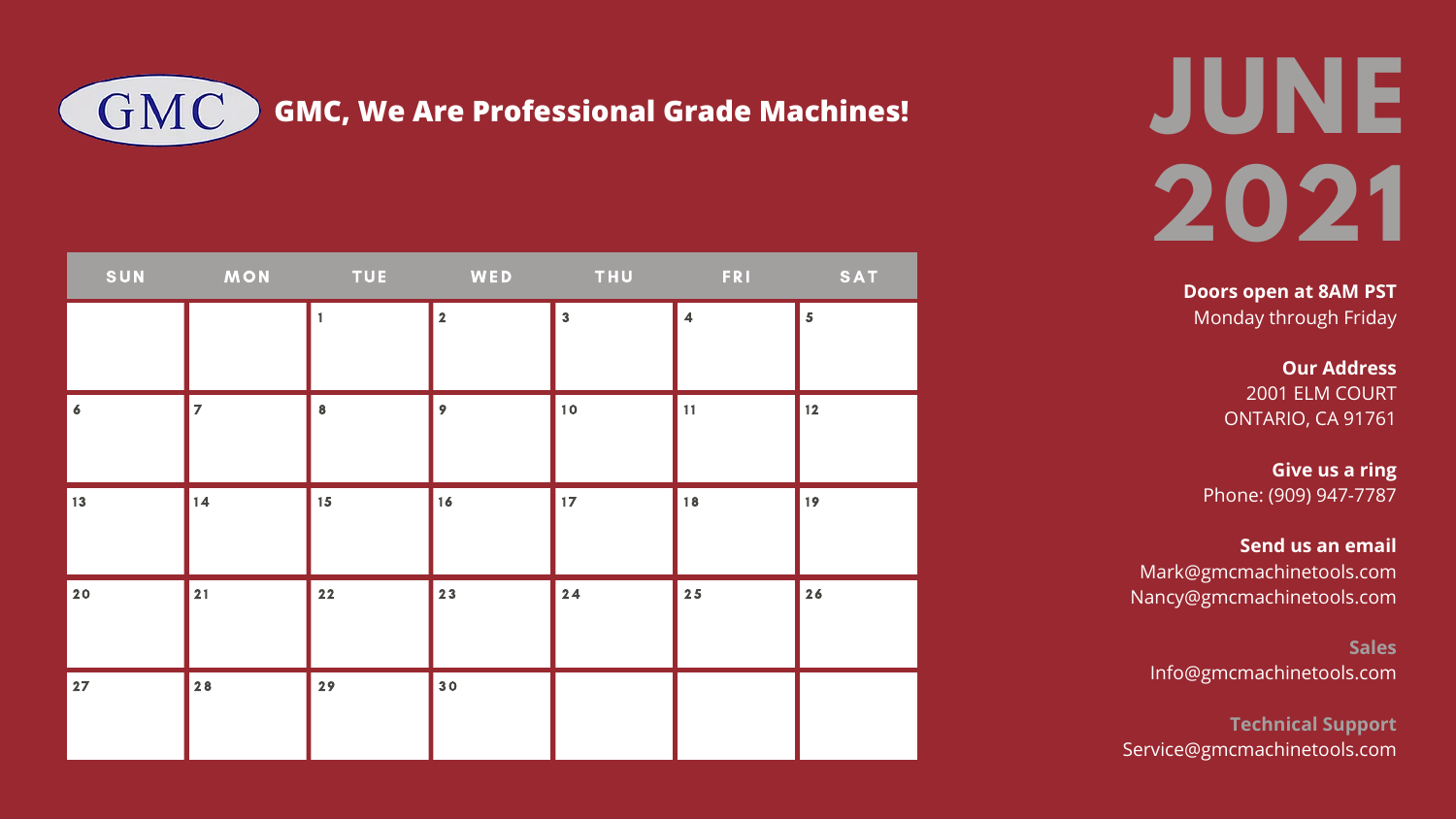GMC

**GMC, We Are Professional Grade Machines!**

# JUNE 2021

| SUN | MON | TUE | WED | THU | FRI | SAT |
|---|---|---|---|---|---|---|
| | | 1 | 2 | 3 | 4 | 5 |
| 6 | 7 | 8 | 9 | 10 | 11 | 12 |
| 13 | 14 | 15 | 16 | 17 | 18 | 19 |
| 20 | 21 | 22 | 23 | 24 | 25 | 26 |
| 27 | 28 | 29 | 30 | | | |

**Doors open at 8AM PST**
Monday through Friday

**Our Address**
2001 ELM COURT
ONTARIO, CA 91761

**Give us a ring**
Phone: (909) 947-7787

**Send us an email**
Mark@gmcmachinetools.com
Nancy@gmcmachinetools.com

**Sales**
Info@gmcmachinetools.com

**Technical Support**
Service@gmcmachinetools.com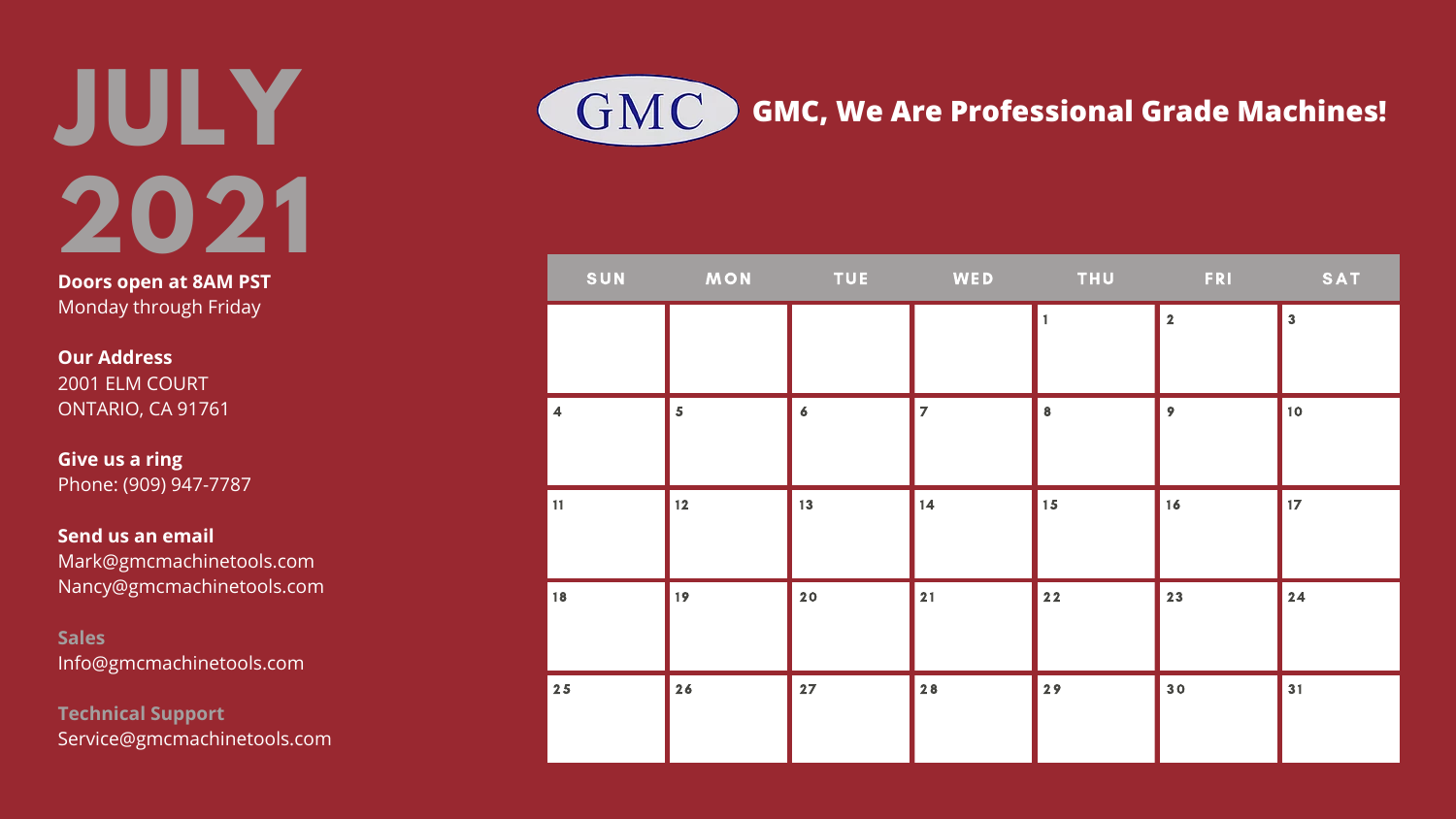# JULY 2021

**Doors open at 8AM PST**
Monday through Friday

**Our Address**
2001 ELM COURT
ONTARIO, CA 91761

**Give us a ring**
Phone: (909) 947-7787

**Send us an email**
Mark@gmcmachinetools.com
Nancy@gmcmachinetools.com

**Sales**
Info@gmcmachinetools.com

**Technical Support**
Service@gmcmachinetools.com

GMC

## GMC, We Are Professional Grade Machines!

| SUN | MON | TUE | WED | THU | FRI | SAT |
|---|---|---|---|---|---|---|
| | | | | 1 | 2 | 3 |
| 4 | 5 | 6 | 7 | 8 | 9 | 10 |
| 11 | 12 | 13 | 14 | 15 | 16 | 17 |
| 18 | 19 | 20 | 21 | 22 | 23 | 24 |
| 25 | 26 | 27 | 28 | 29 | 30 | 31 |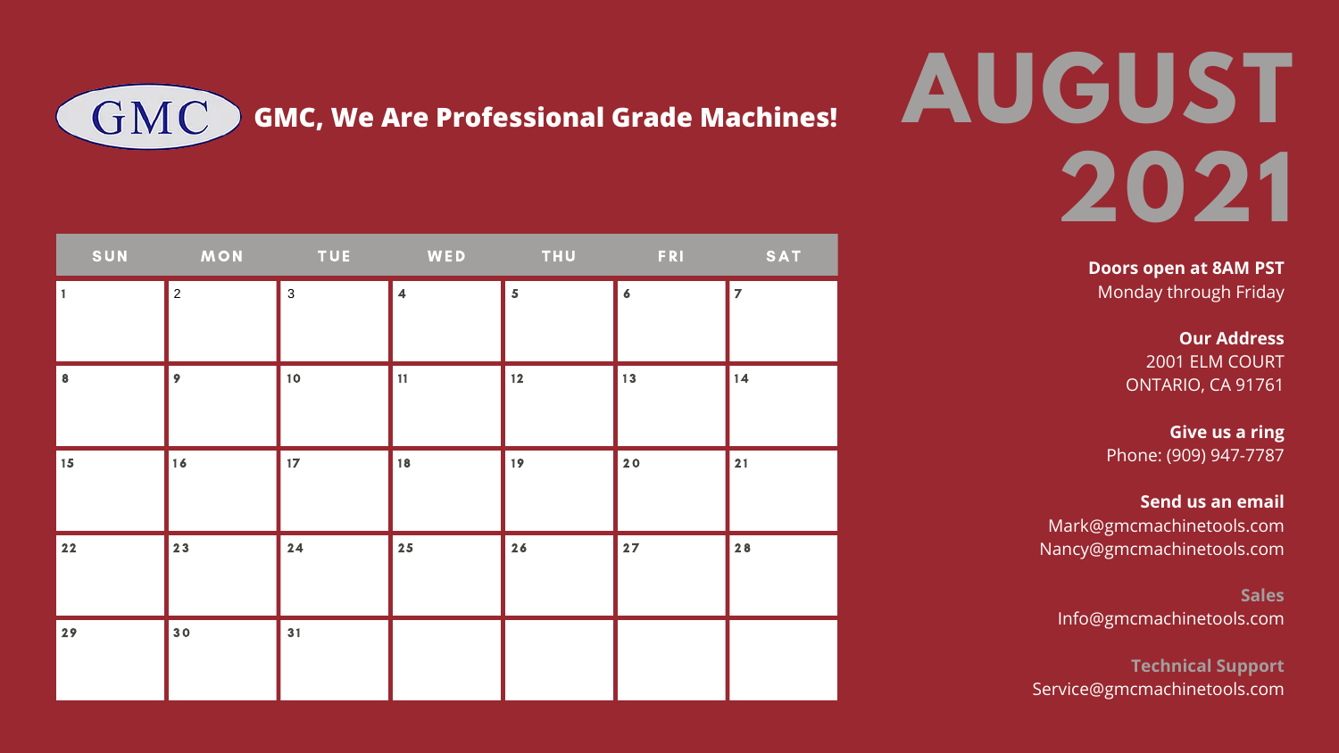GMC, We Are Professional Grade Machines!

# AUGUST 2021

| SUN | MON | TUE | WED | THU | FRI | SAT |
|---|---|---|---|---|---|---|
| 1 | 2 | 3 | 4 | 5 | 6 | 7 |
| 8 | 9 | 10 | 11 | 12 | 13 | 14 |
| 15 | 16 | 17 | 18 | 19 | 20 | 21 |
| 22 | 23 | 24 | 25 | 26 | 27 | 28 |
| 29 | 30 | 31 | | | | |

**Doors open at 8AM PST**
Monday through Friday

**Our Address**
2001 ELM COURT
ONTARIO, CA 91761

**Give us a ring**
Phone: (909) 947-7787

**Send us an email**
Mark@gmcmachinetools.com
Nancy@gmcmachinetools.com

**Sales**
Info@gmcmachinetools.com

**Technical Support**
Service@gmcmachinetools.com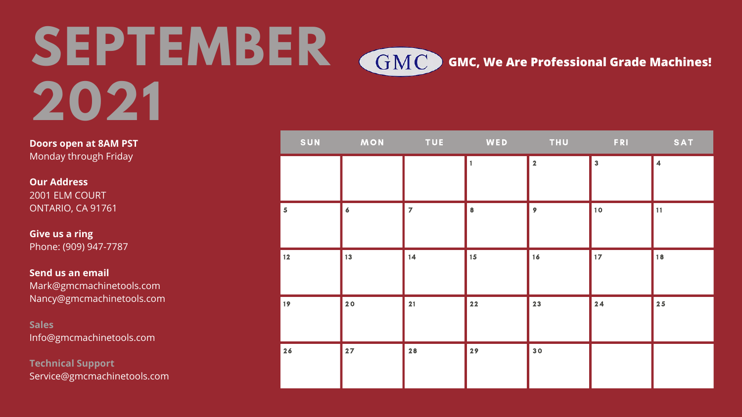# SEPTEMBER 2021

GMC

**GMC, We Are Professional Grade Machines!**

**Doors open at 8AM PST**
Monday through Friday

**Our Address**
2001 ELM COURT
ONTARIO, CA 91761

**Give us a ring**
Phone: (909) 947-7787

**Send us an email**
Mark@gmcmachinetools.com
Nancy@gmcmachinetools.com

**Sales**
Info@gmcmachinetools.com

**Technical Support**
Service@gmcmachinetools.com

| SUN | MON | TUE | WED | THU | FRI | SAT |
|---|---|---|---|---|---|---|
| | | | 1 | 2 | 3 | 4 |
| 5 | 6 | 7 | 8 | 9 | 10 | 11 |
| 12 | 13 | 14 | 15 | 16 | 17 | 18 |
| 19 | 20 | 21 | 22 | 23 | 24 | 25 |
| 26 | 27 | 28 | 29 | 30 | | |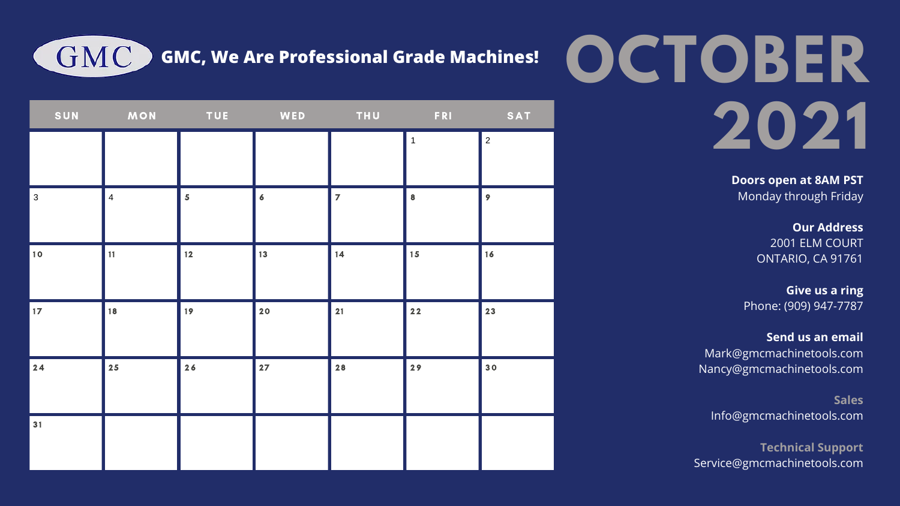GMC

**GMC, We Are Professional Grade Machines!**

# OCTOBER 2021

| SUN | MON | TUE | WED | THU | FRI | SAT |
|---|---|---|---|---|---|---|
| | | | | | 1 | 2 |
| 3 | 4 | 5 | 6 | 7 | 8 | 9 |
| 10 | 11 | 12 | 13 | 14 | 15 | 16 |
| 17 | 18 | 19 | 20 | 21 | 22 | 23 |
| 24 | 25 | 26 | 27 | 28 | 29 | 30 |
| 31 | | | | | | |

**Doors open at 8AM PST**
Monday through Friday

**Our Address**
2001 ELM COURT
ONTARIO, CA 91761

**Give us a ring**
Phone: (909) 947-7787

**Send us an email**
Mark@gmcmachinetools.com
Nancy@gmcmachinetools.com

**Sales**
Info@gmcmachinetools.com

**Technical Support**
Service@gmcmachinetools.com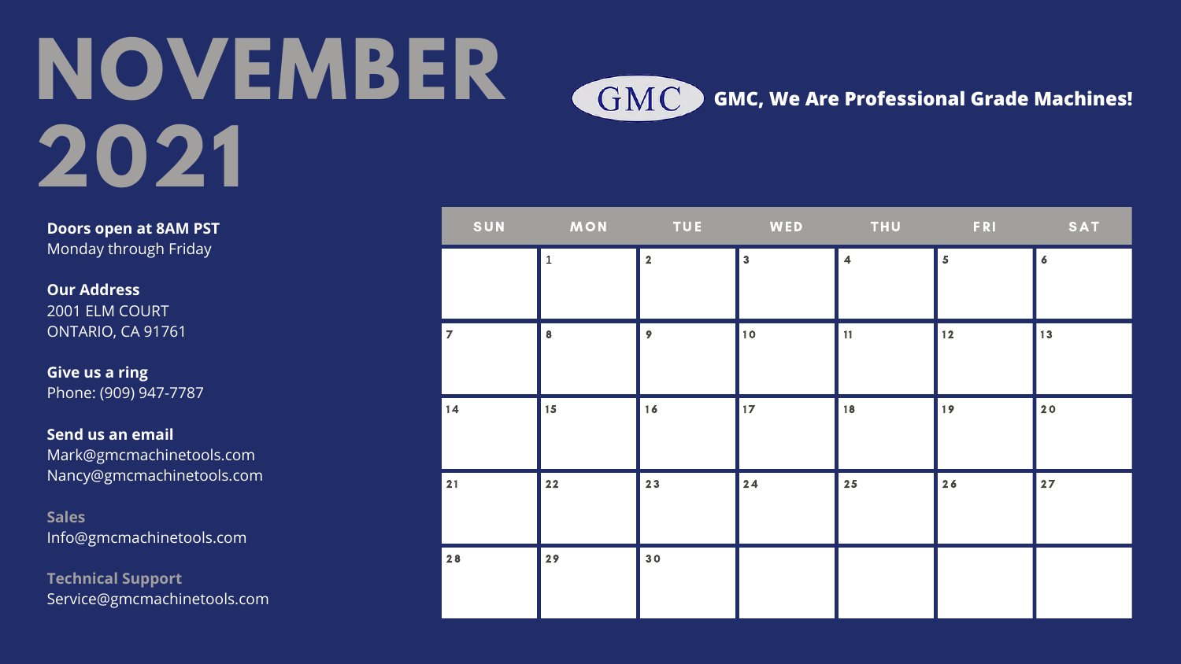# NOVEMBER 2021

GMC **GMC, We Are Professional Grade Machines!**

**Doors open at 8AM PST**
Monday through Friday

**Our Address**
2001 ELM COURT
ONTARIO, CA 91761

**Give us a ring**
Phone: (909) 947-7787

**Send us an email**
Mark@gmcmachinetools.com
Nancy@gmcmachinetools.com

**Sales**
Info@gmcmachinetools.com

**Technical Support**
Service@gmcmachinetools.com

| SUN | MON | TUE | WED | THU | FRI | SAT |
| --- | --- | --- | --- | --- | --- | --- |
| | 1 | 2 | 3 | 4 | 5 | 6 |
| 7 | 8 | 9 | 10 | 11 | 12 | 13 |
| 14 | 15 | 16 | 17 | 18 | 19 | 20 |
| 21 | 22 | 23 | 24 | 25 | 26 | 27 |
| 28 | 29 | 30 | | | | |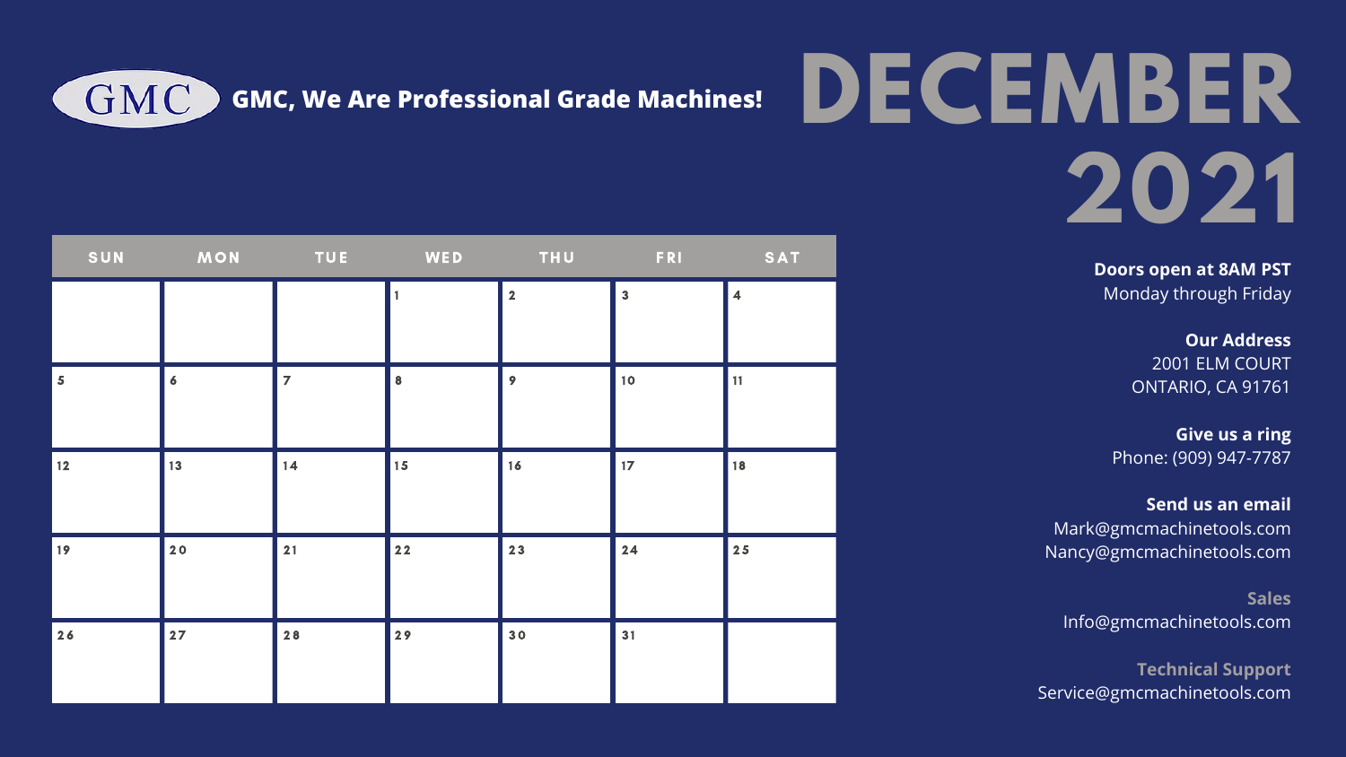GMC, We Are Professional Grade Machines!

# DECEMBER 2021

| SUN | MON | TUE | WED | THU | FRI | SAT |
|---|---|---|---|---|---|---|
| | | | 1 | 2 | 3 | 4 |
| 5 | 6 | 7 | 8 | 9 | 10 | 11 |
| 12 | 13 | 14 | 15 | 16 | 17 | 18 |
| 19 | 20 | 21 | 22 | 23 | 24 | 25 |
| 26 | 27 | 28 | 29 | 30 | 31 | |

**Doors open at 8AM PST**
Monday through Friday

**Our Address**
2001 ELM COURT
ONTARIO, CA 91761

**Give us a ring**
Phone: (909) 947-7787

**Send us an email**
Mark@gmcmachinetools.com
Nancy@gmcmachinetools.com

**Sales**
Info@gmcmachinetools.com

**Technical Support**
Service@gmcmachinetools.com